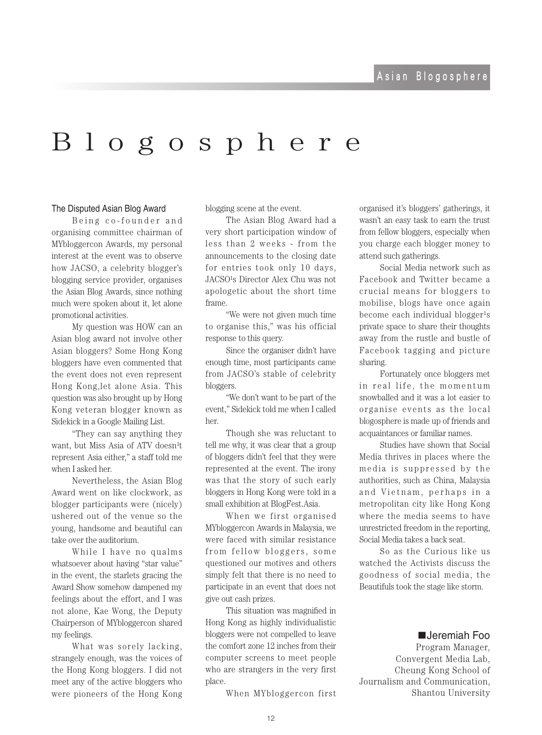// Asian Blogosphere

# Blogosphere

### The Disputed Asian Blog Award

Being co-founder and organising committee chairman of MYbloggercon Awards, my personal interest at the event was to observe how JACSO, a celebrity blogger's blogging service provider, organises the Asian Blog Awards, since nothing much were spoken about it, let alone promotional activities.

My question was HOW can an Asian blog award not involve other Asian bloggers? Some Hong Kong bloggers have even commented that the event does not even represent Hong Kong,let alone Asia. This question was also brought up by Hong Kong veteran blogger known as Sidekick in a Google Mailing List.

"They can say anything they want, but Miss Asia of ATV doesn¹t represent Asia either," a staff told me when I asked her.

Nevertheless, the Asian Blog Award went on like clockwork, as blogger participants were (nicely) ushered out of the venue so the young, handsome and beautiful can take over the auditorium.

While I have no qualms whatsoever about having "star value" in the event, the starlets gracing the Award Show somehow dampened my feelings about the effort, and I was not alone, Kae Wong, the Deputy Chairperson of MYbloggercon shared my feelings.

What was sorely lacking, strangely enough, was the voices of the Hong Kong bloggers. I did not meet any of the active bloggers who were pioneers of the Hong Kong blogging scene at the event.

The Asian Blog Award had a very short participation window of less than 2 weeks - from the announcements to the closing date for entries took only 10 days, JACSO¹s Director Alex Chu was not apologetic about the short time frame.

"We were not given much time to organise this," was his official response to this query.

Since the organiser didn't have enough time, most participants came from JACSO's stable of celebrity bloggers.

"We don't want to be part of the event," Sidekick told me when I called her.

Though she was reluctant to tell me why, it was clear that a group of bloggers didn't feel that they were represented at the event. The irony was that the story of such early bloggers in Hong Kong were told in a small exhibition at BlogFest.Asia.

When we first organised MYbloggercon Awards in Malaysia, we were faced with similar resistance from fellow bloggers, some questioned our motives and others simply felt that there is no need to participate in an event that does not give out cash prizes.

This situation was magnified in Hong Kong as highly individualistic bloggers were not compelled to leave the comfort zone 12 inches from their computer screens to meet people who are strangers in the very first place.

When MYbloggercon first organised it's bloggers' gatherings, it wasn't an easy task to earn the trust from fellow bloggers, especially when you charge each blogger money to attend such gatherings.

Social Media network such as Facebook and Twitter became a crucial means for bloggers to mobilise, blogs have once again become each individual blogger¹s private space to share their thoughts away from the rustle and bustle of Facebook tagging and picture sharing.

Fortunately once bloggers met in real life, the momentum snowballed and it was a lot easier to organise events as the local blogosphere is made up of friends and acquaintances or familiar names.

Studies have shown that Social Media thrives in places where the media is suppressed by the authorities, such as China, Malaysia and Vietnam, perhaps in a metropolitan city like Hong Kong where the media seems to have unrestricted freedom in the reporting, Social Media takes a back seat.

So as the Curious like us watched the Activists discuss the goodness of social media, the Beautifuls took the stage like storm.

■Jeremiah Foo
Program Manager,
Convergent Media Lab,
Cheung Kong School of Journalism and Communication,
Shantou University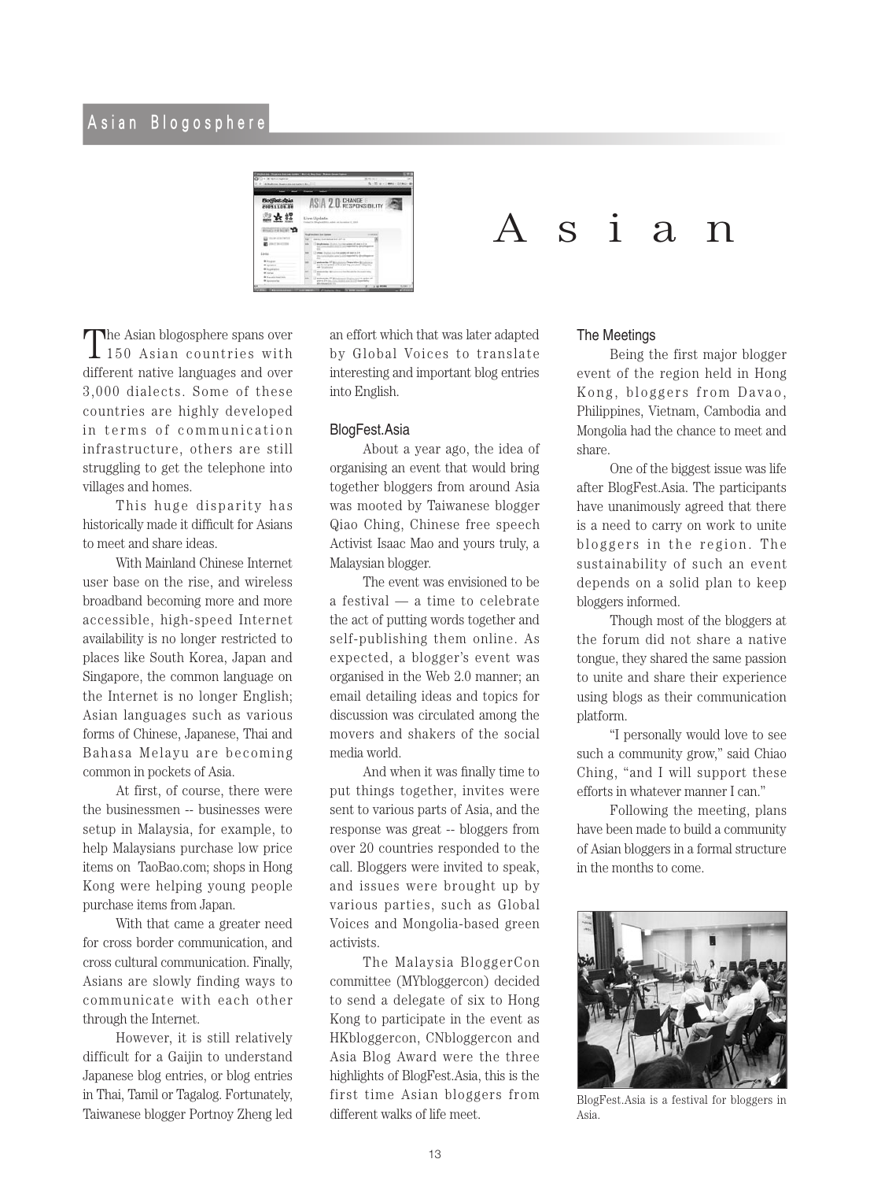Asian Blogosphere

# A s i a n

The Asian blogosphere spans over 150 Asian countries with different native languages and over 3,000 dialects. Some of these countries are highly developed in terms of communication infrastructure, others are still struggling to get the telephone into villages and homes.

This huge disparity has historically made it difficult for Asians to meet and share ideas.

With Mainland Chinese Internet user base on the rise, and wireless broadband becoming more and more accessible, high-speed Internet availability is no longer restricted to places like South Korea, Japan and Singapore, the common language on the Internet is no longer English; Asian languages such as various forms of Chinese, Japanese, Thai and Bahasa Melayu are becoming common in pockets of Asia.

At first, of course, there were the businessmen -- businesses were setup in Malaysia, for example, to help Malaysians purchase low price items on TaoBao.com; shops in Hong Kong were helping young people purchase items from Japan.

With that came a greater need for cross border communication, and cross cultural communication. Finally, Asians are slowly finding ways to communicate with each other through the Internet.

However, it is still relatively difficult for a Gaijin to understand Japanese blog entries, or blog entries in Thai, Tamil or Tagalog. Fortunately, Taiwanese blogger Portnoy Zheng led an effort which that was later adapted by Global Voices to translate interesting and important blog entries into English.

### BlogFest.Asia

About a year ago, the idea of organising an event that would bring together bloggers from around Asia was mooted by Taiwanese blogger Qiao Ching, Chinese free speech Activist Isaac Mao and yours truly, a Malaysian blogger.

The event was envisioned to be a festival — a time to celebrate the act of putting words together and self-publishing them online. As expected, a blogger's event was organised in the Web 2.0 manner; an email detailing ideas and topics for discussion was circulated among the movers and shakers of the social media world.

And when it was finally time to put things together, invites were sent to various parts of Asia, and the response was great -- bloggers from over 20 countries responded to the call. Bloggers were invited to speak, and issues were brought up by various parties, such as Global Voices and Mongolia-based green activists.

The Malaysia BloggerCon committee (MYbloggercon) decided to send a delegate of six to Hong Kong to participate in the event as HKbloggercon, CNbloggercon and Asia Blog Award were the three highlights of BlogFest.Asia, this is the first time Asian bloggers from different walks of life meet.

### The Meetings

Being the first major blogger event of the region held in Hong Kong, bloggers from Davao, Philippines, Vietnam, Cambodia and Mongolia had the chance to meet and share.

One of the biggest issue was life after BlogFest.Asia. The participants have unanimously agreed that there is a need to carry on work to unite bloggers in the region. The sustainability of such an event depends on a solid plan to keep bloggers informed.

Though most of the bloggers at the forum did not share a native tongue, they shared the same passion to unite and share their experience using blogs as their communication platform.

"I personally would love to see such a community grow," said Chiao Ching, "and I will support these efforts in whatever manner I can."

Following the meeting, plans have been made to build a community of Asian bloggers in a formal structure in the months to come.

BlogFest.Asia is a festival for bloggers in Asia.